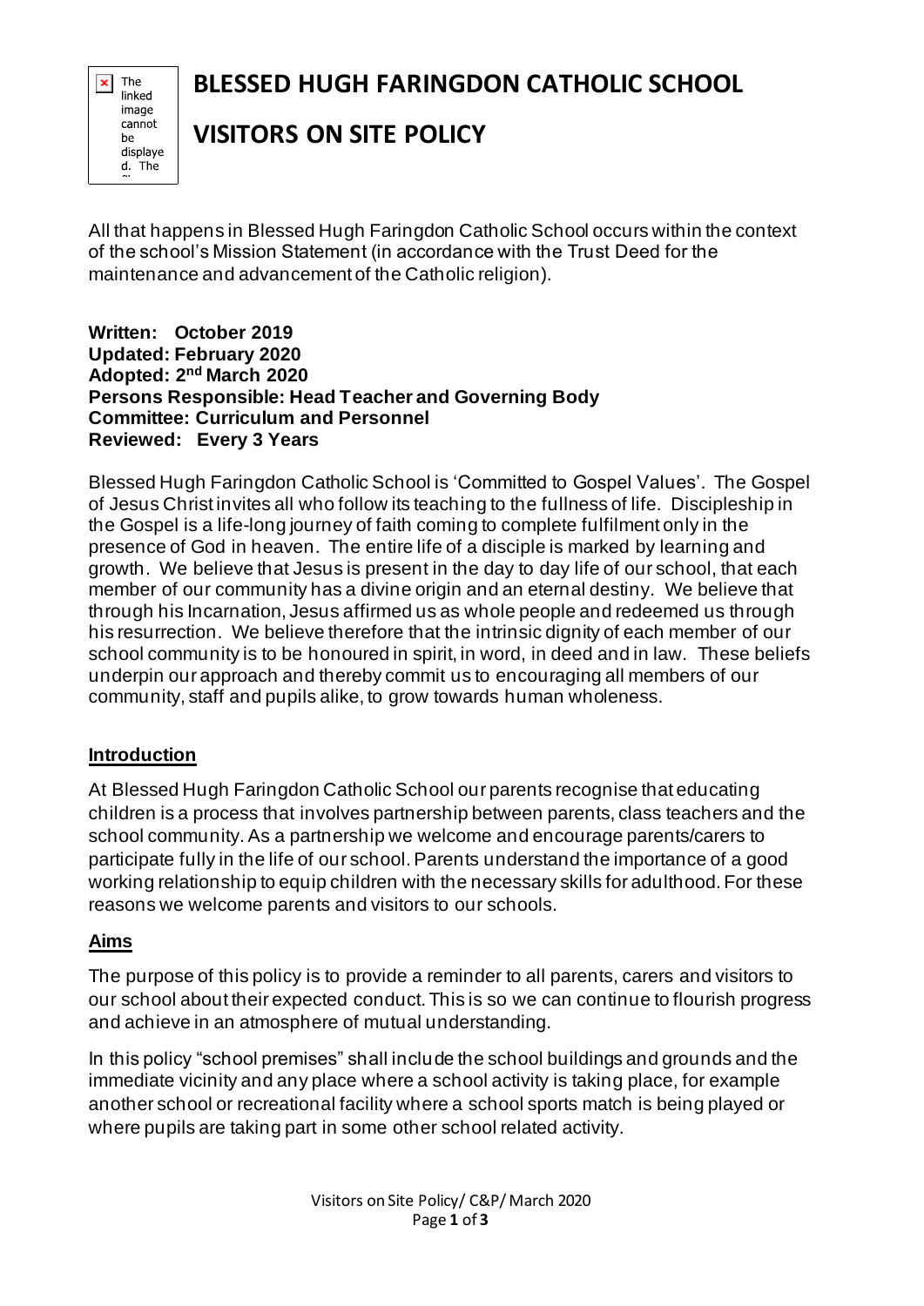# BLESSED HUGH FARINGDON CATHOLIC SCHOOL

# VISITORS ON SITE POLICY

All that happens in Blessed Hugh Faringdon Catholic School occurs within the context of the school's Mission Statement (in accordance with the Trust Deed for the maintenance and advancement of the Catholic religion).

**Written: October 2019**
**Updated: February 2020**
**Adopted: 2nd March 2020**
**Persons Responsible: Head Teacher and Governing Body**
**Committee: Curriculum and Personnel**
**Reviewed: Every 3 Years**

Blessed Hugh Faringdon Catholic School is 'Committed to Gospel Values'. The Gospel of Jesus Christ invites all who follow its teaching to the fullness of life. Discipleship in the Gospel is a life-long journey of faith coming to complete fulfilment only in the presence of God in heaven. The entire life of a disciple is marked by learning and growth. We believe that Jesus is present in the day to day life of our school, that each member of our community has a divine origin and an eternal destiny. We believe that through his Incarnation, Jesus affirmed us as whole people and redeemed us through his resurrection. We believe therefore that the intrinsic dignity of each member of our school community is to be honoured in spirit, in word, in deed and in law. These beliefs underpin our approach and thereby commit us to encouraging all members of our community, staff and pupils alike, to grow towards human wholeness.

## Introduction

At Blessed Hugh Faringdon Catholic School our parents recognise that educating children is a process that involves partnership between parents, class teachers and the school community. As a partnership we welcome and encourage parents/carers to participate fully in the life of our school. Parents understand the importance of a good working relationship to equip children with the necessary skills for adulthood. For these reasons we welcome parents and visitors to our schools.

## Aims

The purpose of this policy is to provide a reminder to all parents, carers and visitors to our school about their expected conduct. This is so we can continue to flourish progress and achieve in an atmosphere of mutual understanding.

In this policy "school premises" shall include the school buildings and grounds and the immediate vicinity and any place where a school activity is taking place, for example another school or recreational facility where a school sports match is being played or where pupils are taking part in some other school related activity.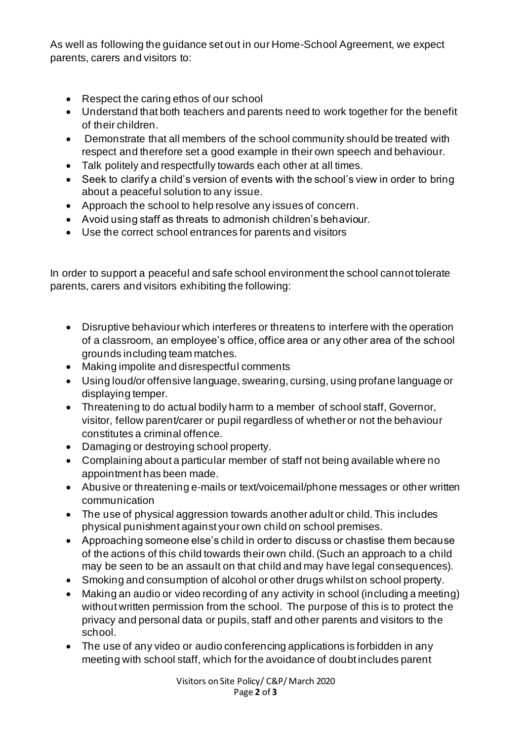As well as following the guidance set out in our Home-School Agreement, we expect parents, carers and visitors to:

- Respect the caring ethos of our school
- Understand that both teachers and parents need to work together for the benefit of their children.
- Demonstrate that all members of the school community should be treated with respect and therefore set a good example in their own speech and behaviour.
- Talk politely and respectfully towards each other at all times.
- Seek to clarify a child's version of events with the school's view in order to bring about a peaceful solution to any issue.
- Approach the school to help resolve any issues of concern.
- Avoid using staff as threats to admonish children's behaviour.
- Use the correct school entrances for parents and visitors

In order to support a peaceful and safe school environment the school cannot tolerate parents, carers and visitors exhibiting the following:

- Disruptive behaviour which interferes or threatens to interfere with the operation of a classroom, an employee's office, office area or any other area of the school grounds including team matches.
- Making impolite and disrespectful comments
- Using loud/or offensive language, swearing, cursing, using profane language or displaying temper.
- Threatening to do actual bodily harm to a member of school staff, Governor, visitor, fellow parent/carer or pupil regardless of whether or not the behaviour constitutes a criminal offence.
- Damaging or destroying school property.
- Complaining about a particular member of staff not being available where no appointment has been made.
- Abusive or threatening e-mails or text/voicemail/phone messages or other written communication
- The use of physical aggression towards another adult or child. This includes physical punishment against your own child on school premises.
- Approaching someone else's child in order to discuss or chastise them because of the actions of this child towards their own child. (Such an approach to a child may be seen to be an assault on that child and may have legal consequences).
- Smoking and consumption of alcohol or other drugs whilst on school property.
- Making an audio or video recording of any activity in school (including a meeting) without written permission from the school. The purpose of this is to protect the privacy and personal data or pupils, staff and other parents and visitors to the school.
- The use of any video or audio conferencing applications is forbidden in any meeting with school staff, which for the avoidance of doubt includes parent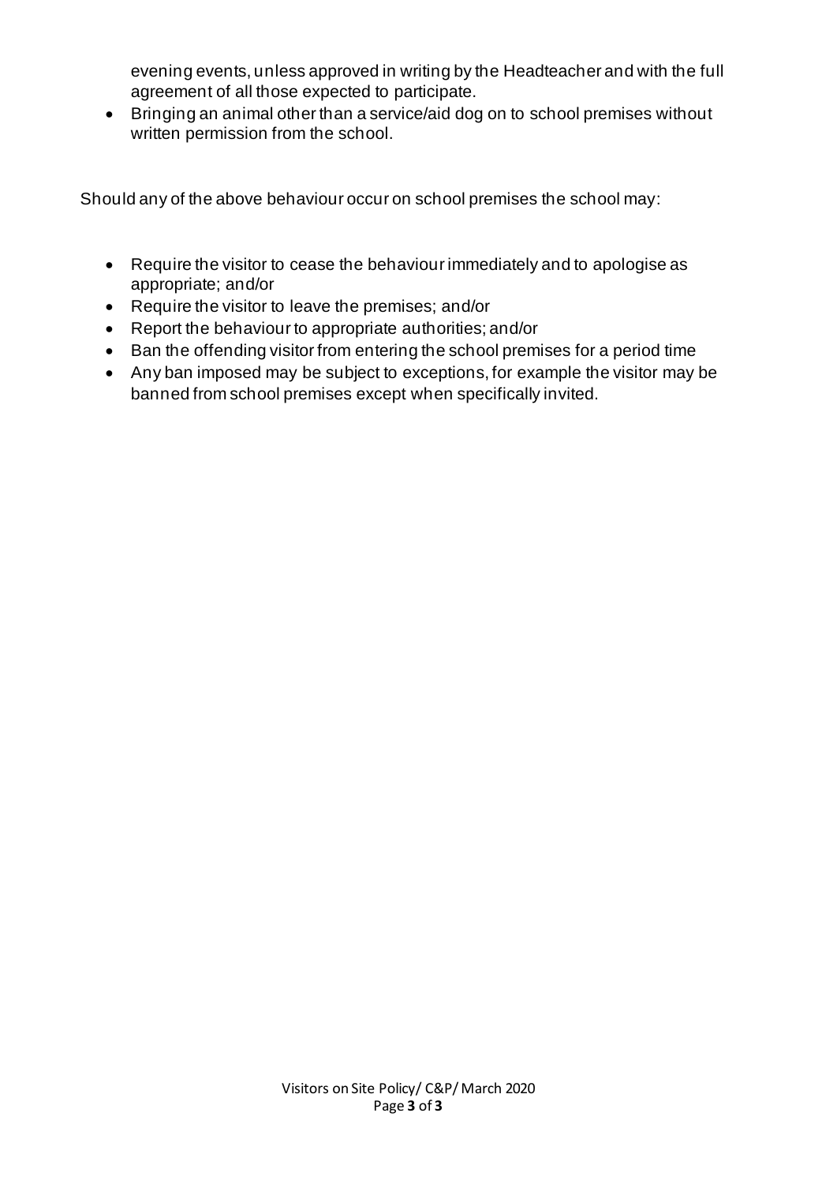evening events, unless approved in writing by the Headteacher and with the full agreement of all those expected to participate.

- Bringing an animal other than a service/aid dog on to school premises without written permission from the school.

Should any of the above behaviour occur on school premises the school may:

- Require the visitor to cease the behaviour immediately and to apologise as appropriate; and/or
- Require the visitor to leave the premises; and/or
- Report the behaviour to appropriate authorities; and/or
- Ban the offending visitor from entering the school premises for a period time
- Any ban imposed may be subject to exceptions, for example the visitor may be banned from school premises except when specifically invited.